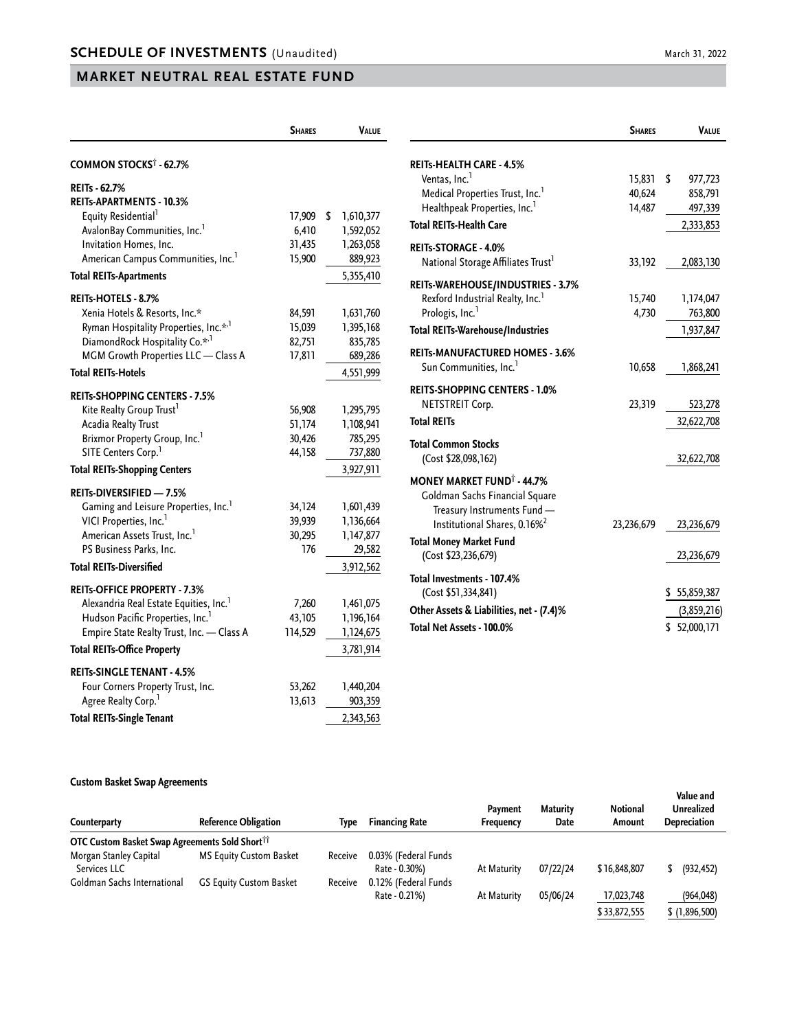## SCHEDULE OF INVESTMENTS (Unaudited)

March 31, 2022

## MARKET NEUTRAL REAL ESTATE FUND

| | Shares | Value |
|---|---|---|
| **COMMON STOCKS† - 62.7%** | | |
| **REITs - 62.7%** | | |
| **REITs-APARTMENTS - 10.3%** | | |
| Equity Residential[1] | 17,909 | $ 1,610,377 |
| AvalonBay Communities, Inc.[1] | 6,410 | 1,592,052 |
| Invitation Homes, Inc. | 31,435 | 1,263,058 |
| American Campus Communities, Inc.[1] | 15,900 | 889,923 |
| **Total REITs-Apartments** | | 5,355,410 |
| **REITs-HOTELS - 8.7%** | | |
| Xenia Hotels & Resorts, Inc.* | 84,591 | 1,631,760 |
| Ryman Hospitality Properties, Inc.*,[1] | 15,039 | 1,395,168 |
| DiamondRock Hospitality Co.*,[1] | 82,751 | 835,785 |
| MGM Growth Properties LLC — Class A | 17,811 | 689,286 |
| **Total REITs-Hotels** | | 4,551,999 |
| **REITs-SHOPPING CENTERS - 7.5%** | | |
| Kite Realty Group Trust[1] | 56,908 | 1,295,795 |
| Acadia Realty Trust | 51,174 | 1,108,941 |
| Brixmor Property Group, Inc.[1] | 30,426 | 785,295 |
| SITE Centers Corp.[1] | 44,158 | 737,880 |
| **Total REITs-Shopping Centers** | | 3,927,911 |
| **REITs-DIVERSIFIED — 7.5%** | | |
| Gaming and Leisure Properties, Inc.[1] | 34,124 | 1,601,439 |
| VICI Properties, Inc.[1] | 39,939 | 1,136,664 |
| American Assets Trust, Inc.[1] | 30,295 | 1,147,877 |
| PS Business Parks, Inc. | 176 | 29,582 |
| **Total REITs-Diversified** | | 3,912,562 |
| **REITs-OFFICE PROPERTY - 7.3%** | | |
| Alexandria Real Estate Equities, Inc.[1] | 7,260 | 1,461,075 |
| Hudson Pacific Properties, Inc.[1] | 43,105 | 1,196,164 |
| Empire State Realty Trust, Inc. — Class A | 114,529 | 1,124,675 |
| **Total REITs-Office Property** | | 3,781,914 |
| **REITs-SINGLE TENANT - 4.5%** | | |
| Four Corners Property Trust, Inc. | 53,262 | 1,440,204 |
| Agree Realty Corp.[1] | 13,613 | 903,359 |
| **Total REITs-Single Tenant** | | 2,343,563 |
| **REITs-HEALTH CARE - 4.5%** | | |
| Ventas, Inc.[1] | 15,831 | $ 977,723 |
| Medical Properties Trust, Inc.[1] | 40,624 | 858,791 |
| Healthpeak Properties, Inc.[1] | 14,487 | 497,339 |
| **Total REITs-Health Care** | | 2,333,853 |
| **REITs-STORAGE - 4.0%** | | |
| National Storage Affiliates Trust[1] | 33,192 | 2,083,130 |
| **REITs-WAREHOUSE/INDUSTRIES - 3.7%** | | |
| Rexford Industrial Realty, Inc.[1] | 15,740 | 1,174,047 |
| Prologis, Inc.[1] | 4,730 | 763,800 |
| **Total REITs-Warehouse/Industries** | | 1,937,847 |
| **REITs-MANUFACTURED HOMES - 3.6%** | | |
| Sun Communities, Inc.[1] | 10,658 | 1,868,241 |
| **REITS-SHOPPING CENTERS - 1.0%** | | |
| NETSTREIT Corp. | 23,319 | 523,278 |
| **Total REITs** | | 32,622,708 |
| **Total Common Stocks** (Cost $28,098,162) | | 32,622,708 |
| **MONEY MARKET FUND† - 44.7%** | | |
| Goldman Sachs Financial Square Treasury Instruments Fund — Institutional Shares, 0.16%[2] | 23,236,679 | 23,236,679 |
| **Total Money Market Fund** (Cost $23,236,679) | | 23,236,679 |
| **Total Investments - 107.4%** (Cost $51,334,841) | | $ 55,859,387 |
| **Other Assets & Liabilities, net - (7.4)%** | | (3,859,216) |
| **Total Net Assets - 100.0%** | | $ 52,000,171 |

**Custom Basket Swap Agreements**

| Counterparty | Reference Obligation | Type | Financing Rate | Payment Frequency | Maturity Date | Notional Amount | Value and Unrealized Depreciation |
|---|---|---|---|---|---|---|---|
| **OTC Custom Basket Swap Agreements Sold Short††** | | | | | | | |
| Morgan Stanley Capital Services LLC | MS Equity Custom Basket | Receive | 0.03% (Federal Funds Rate - 0.30%) | At Maturity | 07/22/24 | $ 16,848,807 | $ (932,452) |
| Goldman Sachs International | GS Equity Custom Basket | Receive | 0.12% (Federal Funds Rate - 0.21%) | At Maturity | 05/06/24 | 17,023,748 | (964,048) |
| | | | | | | $ 33,872,555 | $ (1,896,500) |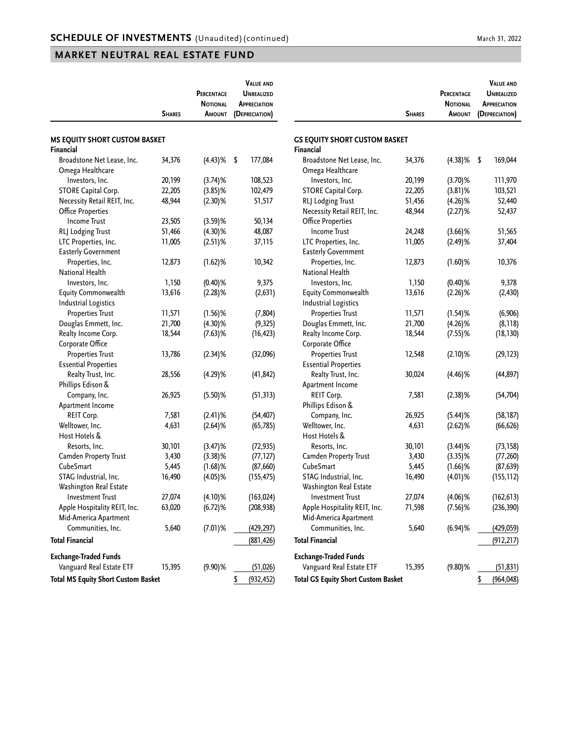## SCHEDULE OF INVESTMENTS (Unaudited) (continued)

## MARKET NEUTRAL REAL ESTATE FUND

| | Shares | Percentage Notional Amount | Value and Unrealized Appreciation (Depreciation) |
|---|---|---|---|
| **MS EQUITY SHORT CUSTOM BASKET** | | | |
| **Financial** | | | |
| Broadstone Net Lease, Inc. | 34,376 | (4.43)% | $ 177,084 |
| Omega Healthcare Investors, Inc. | 20,199 | (3.74)% | 108,523 |
| STORE Capital Corp. | 22,205 | (3.85)% | 102,479 |
| Necessity Retail REIT, Inc. | 48,944 | (2.30)% | 51,517 |
| Office Properties Income Trust | 23,505 | (3.59)% | 50,134 |
| RLJ Lodging Trust | 51,466 | (4.30)% | 48,087 |
| LTC Properties, Inc. | 11,005 | (2.51)% | 37,115 |
| Easterly Government Properties, Inc. | 12,873 | (1.62)% | 10,342 |
| National Health Investors, Inc. | 1,150 | (0.40)% | 9,375 |
| Equity Commonwealth | 13,616 | (2.28)% | (2,631) |
| Industrial Logistics Properties Trust | 11,571 | (1.56)% | (7,804) |
| Douglas Emmett, Inc. | 21,700 | (4.30)% | (9,325) |
| Realty Income Corp. | 18,544 | (7.63)% | (16,423) |
| Corporate Office Properties Trust | 13,786 | (2.34)% | (32,096) |
| Essential Properties Realty Trust, Inc. | 28,556 | (4.29)% | (41,842) |
| Phillips Edison & Company, Inc. | 26,925 | (5.50)% | (51,313) |
| Apartment Income REIT Corp. | 7,581 | (2.41)% | (54,407) |
| Welltower, Inc. | 4,631 | (2.64)% | (65,785) |
| Host Hotels & Resorts, Inc. | 30,101 | (3.47)% | (72,935) |
| Camden Property Trust | 3,430 | (3.38)% | (77,127) |
| CubeSmart | 5,445 | (1.68)% | (87,660) |
| STAG Industrial, Inc. | 16,490 | (4.05)% | (155,475) |
| Washington Real Estate Investment Trust | 27,074 | (4.10)% | (163,024) |
| Apple Hospitality REIT, Inc. | 63,020 | (6.72)% | (208,938) |
| Mid-America Apartment Communities, Inc. | 5,640 | (7.01)% | (429,297) |
| **Total Financial** | | | (881,426) |
| **Exchange-Traded Funds** | | | |
| Vanguard Real Estate ETF | 15,395 | (9.90)% | (51,026) |
| **Total MS Equity Short Custom Basket** | | | $ (932,452) |

| | Shares | Percentage Notional Amount | Value and Unrealized Appreciation (Depreciation) |
|---|---|---|---|
| **GS EQUITY SHORT CUSTOM BASKET** | | | |
| **Financial** | | | |
| Broadstone Net Lease, Inc. | 34,376 | (4.38)% | $ 169,044 |
| Omega Healthcare Investors, Inc. | 20,199 | (3.70)% | 111,970 |
| STORE Capital Corp. | 22,205 | (3.81)% | 103,521 |
| RLJ Lodging Trust | 51,456 | (4.26)% | 52,440 |
| Necessity Retail REIT, Inc. | 48,944 | (2.27)% | 52,437 |
| Office Properties Income Trust | 24,248 | (3.66)% | 51,565 |
| LTC Properties, Inc. | 11,005 | (2.49)% | 37,404 |
| Easterly Government Properties, Inc. | 12,873 | (1.60)% | 10,376 |
| National Health Investors, Inc. | 1,150 | (0.40)% | 9,378 |
| Equity Commonwealth | 13,616 | (2.26)% | (2,430) |
| Industrial Logistics Properties Trust | 11,571 | (1.54)% | (6,906) |
| Douglas Emmett, Inc. | 21,700 | (4.26)% | (8,118) |
| Realty Income Corp. | 18,544 | (7.55)% | (18,130) |
| Corporate Office Properties Trust | 12,548 | (2.10)% | (29,123) |
| Essential Properties Realty Trust, Inc. | 30,024 | (4.46)% | (44,897) |
| Apartment Income REIT Corp. | 7,581 | (2.38)% | (54,704) |
| Phillips Edison & Company, Inc. | 26,925 | (5.44)% | (58,187) |
| Welltower, Inc. | 4,631 | (2.62)% | (66,626) |
| Host Hotels & Resorts, Inc. | 30,101 | (3.44)% | (73,158) |
| Camden Property Trust | 3,430 | (3.35)% | (77,260) |
| CubeSmart | 5,445 | (1.66)% | (87,639) |
| STAG Industrial, Inc. | 16,490 | (4.01)% | (155,112) |
| Washington Real Estate Investment Trust | 27,074 | (4.06)% | (162,613) |
| Apple Hospitality REIT, Inc. | 71,598 | (7.56)% | (236,390) |
| Mid-America Apartment Communities, Inc. | 5,640 | (6.94)% | (429,059) |
| **Total Financial** | | | (912,217) |
| **Exchange-Traded Funds** | | | |
| Vanguard Real Estate ETF | 15,395 | (9.80)% | (51,831) |
| **Total GS Equity Short Custom Basket** | | | $ (964,048) |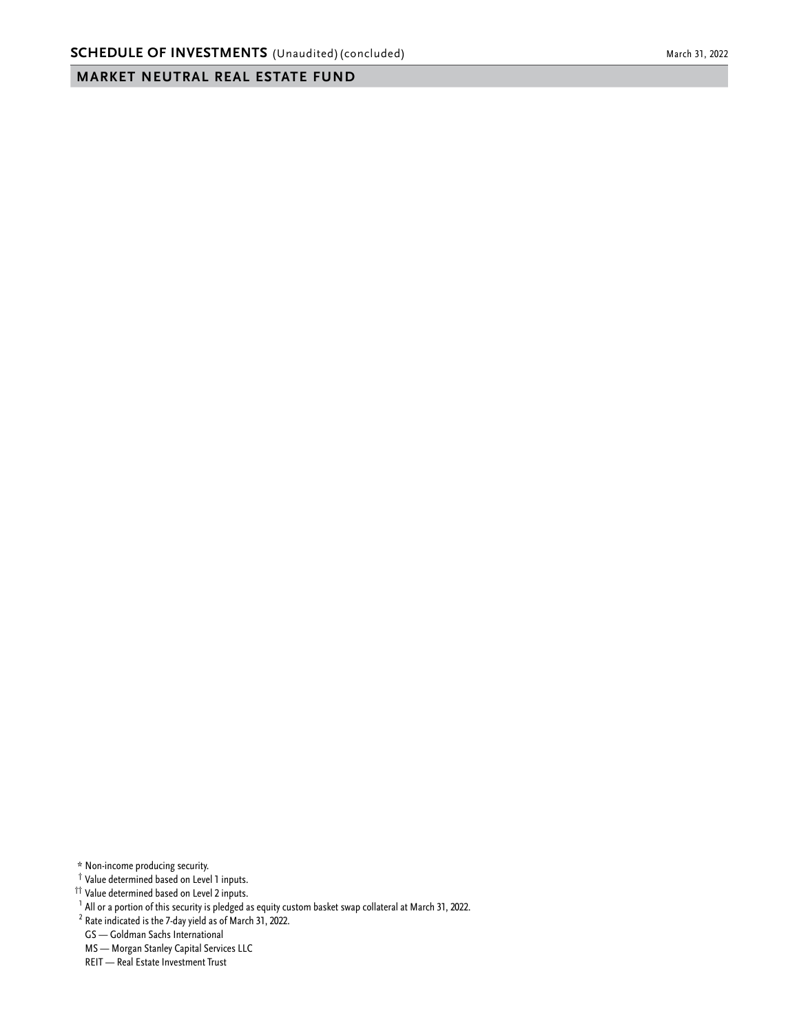## SCHEDULE OF INVESTMENTS (Unaudited) (concluded)

March 31, 2022

## MARKET NEUTRAL REAL ESTATE FUND

\* Non-income producing security.

† Value determined based on Level 1 inputs.

†† Value determined based on Level 2 inputs.

[1] All or a portion of this security is pledged as equity custom basket swap collateral at March 31, 2022.

[2] Rate indicated is the 7-day yield as of March 31, 2022.

GS — Goldman Sachs International

MS — Morgan Stanley Capital Services LLC

REIT — Real Estate Investment Trust